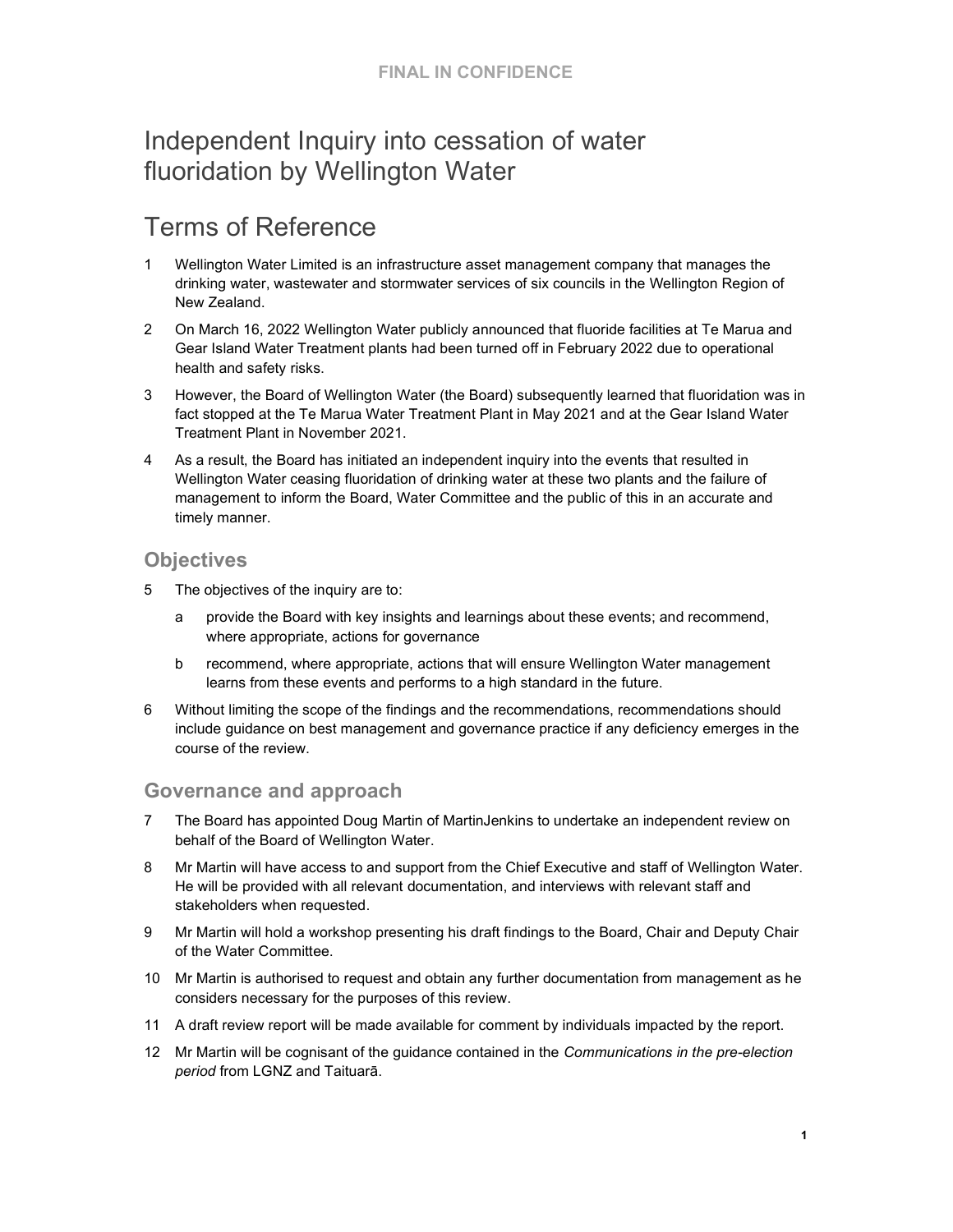FINAL IN CONFIDENCE

# Independent Inquiry into cessation of water fluoridation by Wellington Water

# Terms of Reference

1 Wellington Water Limited is an infrastructure asset management company that manages the drinking water, wastewater and stormwater services of six councils in the Wellington Region of New Zealand.

2 On March 16, 2022 Wellington Water publicly announced that fluoride facilities at Te Marua and Gear Island Water Treatment plants had been turned off in February 2022 due to operational health and safety risks.

3 However, the Board of Wellington Water (the Board) subsequently learned that fluoridation was in fact stopped at the Te Marua Water Treatment Plant in May 2021 and at the Gear Island Water Treatment Plant in November 2021.

4 As a result, the Board has initiated an independent inquiry into the events that resulted in Wellington Water ceasing fluoridation of drinking water at these two plants and the failure of management to inform the Board, Water Committee and the public of this in an accurate and timely manner.

## Objectives

5 The objectives of the inquiry are to:

  a provide the Board with key insights and learnings about these events; and recommend, where appropriate, actions for governance

  b recommend, where appropriate, actions that will ensure Wellington Water management learns from these events and performs to a high standard in the future.

6 Without limiting the scope of the findings and the recommendations, recommendations should include guidance on best management and governance practice if any deficiency emerges in the course of the review.

## Governance and approach

7 The Board has appointed Doug Martin of MartinJenkins to undertake an independent review on behalf of the Board of Wellington Water.

8 Mr Martin will have access to and support from the Chief Executive and staff of Wellington Water. He will be provided with all relevant documentation, and interviews with relevant staff and stakeholders when requested.

9 Mr Martin will hold a workshop presenting his draft findings to the Board, Chair and Deputy Chair of the Water Committee.

10 Mr Martin is authorised to request and obtain any further documentation from management as he considers necessary for the purposes of this review.

11 A draft review report will be made available for comment by individuals impacted by the report.

12 Mr Martin will be cognisant of the guidance contained in the *Communications in the pre-election period* from LGNZ and Taituarā.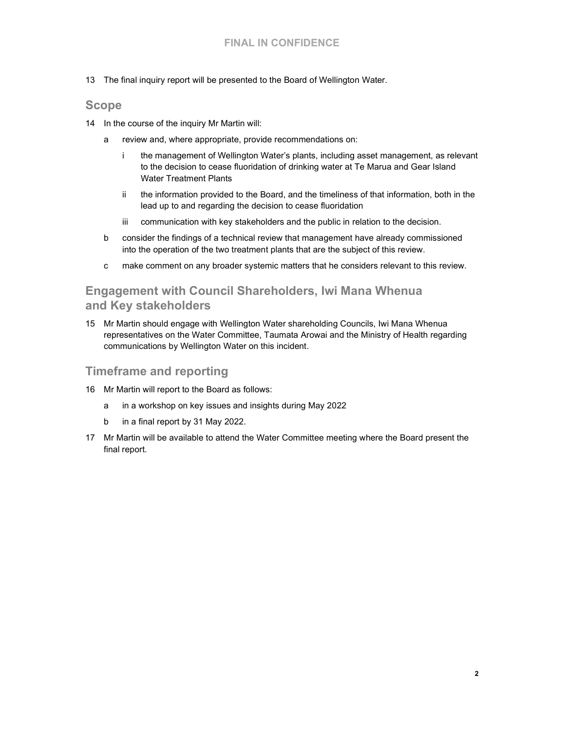13 The final inquiry report will be presented to the Board of Wellington Water.

## Scope

14 In the course of the inquiry Mr Martin will:

- a review and, where appropriate, provide recommendations on:
  - i the management of Wellington Water's plants, including asset management, as relevant to the decision to cease fluoridation of drinking water at Te Marua and Gear Island Water Treatment Plants
  - ii the information provided to the Board, and the timeliness of that information, both in the lead up to and regarding the decision to cease fluoridation
  - iii communication with key stakeholders and the public in relation to the decision.
- b consider the findings of a technical review that management have already commissioned into the operation of the two treatment plants that are the subject of this review.
- c make comment on any broader systemic matters that he considers relevant to this review.

## Engagement with Council Shareholders, Iwi Mana Whenua and Key stakeholders

15 Mr Martin should engage with Wellington Water shareholding Councils, Iwi Mana Whenua representatives on the Water Committee, Taumata Arowai and the Ministry of Health regarding communications by Wellington Water on this incident.

## Timeframe and reporting

16 Mr Martin will report to the Board as follows:

- a in a workshop on key issues and insights during May 2022
- b in a final report by 31 May 2022.

17 Mr Martin will be available to attend the Water Committee meeting where the Board present the final report.